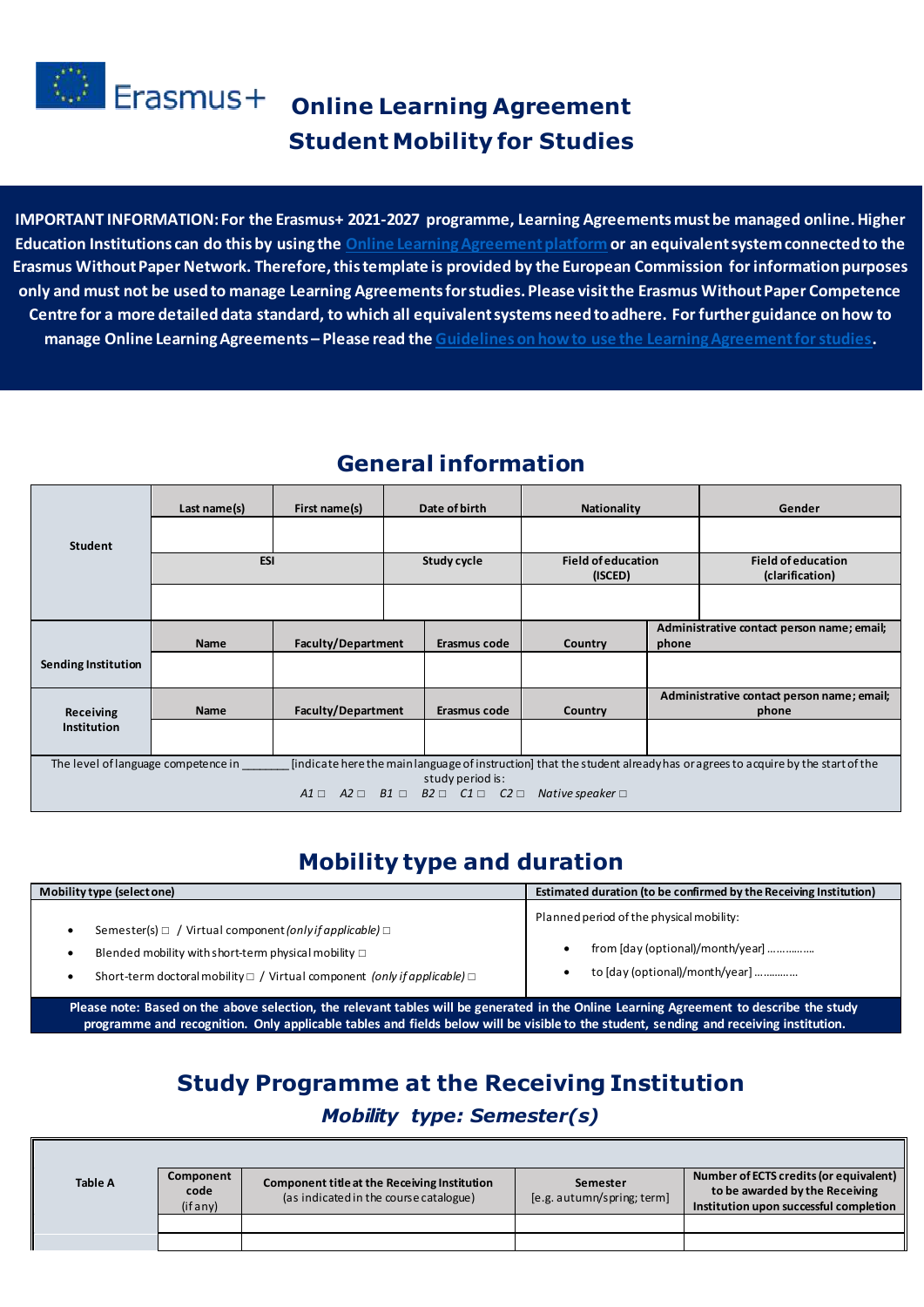Erasmus+

# Online Learning Agreement Student Mobility for Studies

**IMPORTANT INFORMATION: For the Erasmus+ 2021-2027 programme, Learning Agreements must be managed online. Higher Education Institutions can do this by using the Online Learning Agreement platform or an equivalent system connected to the Erasmus Without Paper Network. Therefore, this template is provided by the European Commission for information purposes only and must not be used to manage Learning Agreements for studies. Please visit the Erasmus Without Paper Competence Centre for a more detailed data standard, to which all equivalent systems need to adhere. For further guidance on how to manage Online Learning Agreements – Please read the Guidelines on how to use the Learning Agreement for studies.**

## General information

| Student | Last name(s) | First name(s) | Date of birth | Nationality | Gender |
|---|---|---|---|---|---|
| | | | | | |
| | ESI | | Study cycle | Field of education (ISCED) | Field of education (clarification) |
| | | | | | |

| | Name | Faculty/Department | Erasmus code | Country | Administrative contact person name; email; phone |
|---|---|---|---|---|---|
| Sending Institution | | | | | |
| Receiving Institution | | | | | |

The level of language competence in ________ [indicate here the main language of instruction] that the student already has or agrees to acquire by the start of the study period is:
*A1* □ *A2* □ *B1* □ *B2* □ *C1* □ *C2* □ *Native speaker* □

## Mobility type and duration

| Mobility type (select one) | Estimated duration (to be confirmed by the Receiving Institution) |
|---|---|
| • Semester(s) □ / Virtual component *(only if applicable)* □<br>• Blended mobility with short-term physical mobility □<br>• Short-term doctoral mobility □ / Virtual component *(only if applicable)* □ | Planned period of the physical mobility:<br>• from [day (optional)/month/year] ……………<br>• to [day (optional)/month/year] …………… |

**Please note: Based on the above selection, the relevant tables will be generated in the Online Learning Agreement to describe the study programme and recognition. Only applicable tables and fields below will be visible to the student, sending and receiving institution.**

## Study Programme at the Receiving Institution

### *Mobility type: Semester(s)*

| Table A | Component code (if any) | Component title at the Receiving Institution (as indicated in the course catalogue) | Semester [e.g. autumn/spring; term] | Number of ECTS credits (or equivalent) to be awarded by the Receiving Institution upon successful completion |
|---|---|---|---|---|
| | | | | |
| | | | | |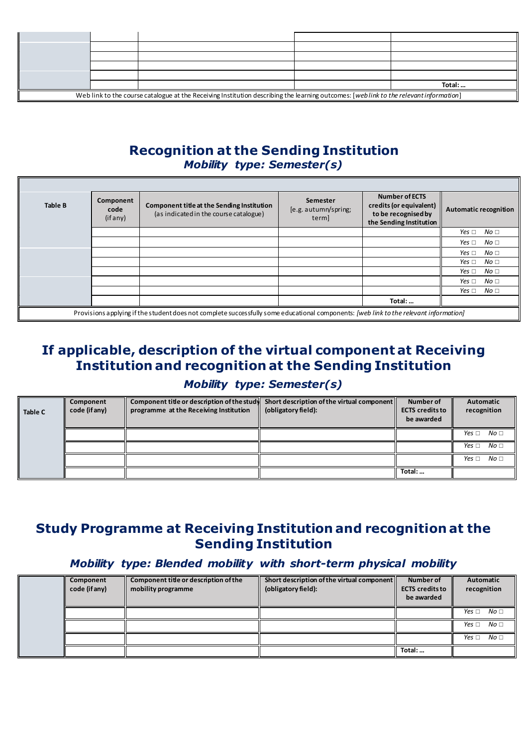| | | | | |
|---|---|---|---|---|
| | | | | |
| | | | | |
| | | | | |
| | | | | |
| | | | | |
| | | | | Total: … |
| Web link to the course catalogue at the Receiving Institution describing the learning outcomes: [*web link to the relevant information*] | | | | |

## Recognition at the Sending Institution

### *Mobility type: Semester(s)*

| Table B | Component code (if any) | Component title at the Sending Institution (as indicated in the course catalogue) | Semester [e.g. autumn/spring; term] | Number of ECTS credits (or equivalent) to be recognised by the Sending Institution | Automatic recognition |
|---|---|---|---|---|---|
| | | | | | *Yes* □ *No* □ |
| | | | | | *Yes* □ *No* □ |
| | | | | | *Yes* □ *No* □ |
| | | | | | *Yes* □ *No* □ |
| | | | | | *Yes* □ *No* □ |
| | | | | | *Yes* □ *No* □ |
| | | | | | *Yes* □ *No* □ |
| | | | | Total: … | |
| Provisions applying if the student does not complete successfully some educational components: [*web link to the relevant information*] | | | | | |

## If applicable, description of the virtual component at Receiving Institution and recognition at the Sending Institution

### *Mobility type: Semester(s)*

| Table C | Component code (if any) | Component title or description of the study programme at the Receiving Institution | Short description of the virtual component (obligatory field): | Number of ECTS credits to be awarded | Automatic recognition |
|---|---|---|---|---|---|
| | | | | | *Yes* □ *No* □ |
| | | | | | *Yes* □ *No* □ |
| | | | | | *Yes* □ *No* □ |
| | | | | Total: … | |

## Study Programme at Receiving Institution and recognition at the Sending Institution

### *Mobility type: Blended mobility with short-term physical mobility*

| | Component code (if any) | Component title or description of the mobility programme | Short description of the virtual component (obligatory field): | Number of ECTS credits to be awarded | Automatic recognition |
|---|---|---|---|---|---|
| | | | | | *Yes* □ *No* □ |
| | | | | | *Yes* □ *No* □ |
| | | | | | *Yes* □ *No* □ |
| | | | | Total: … | |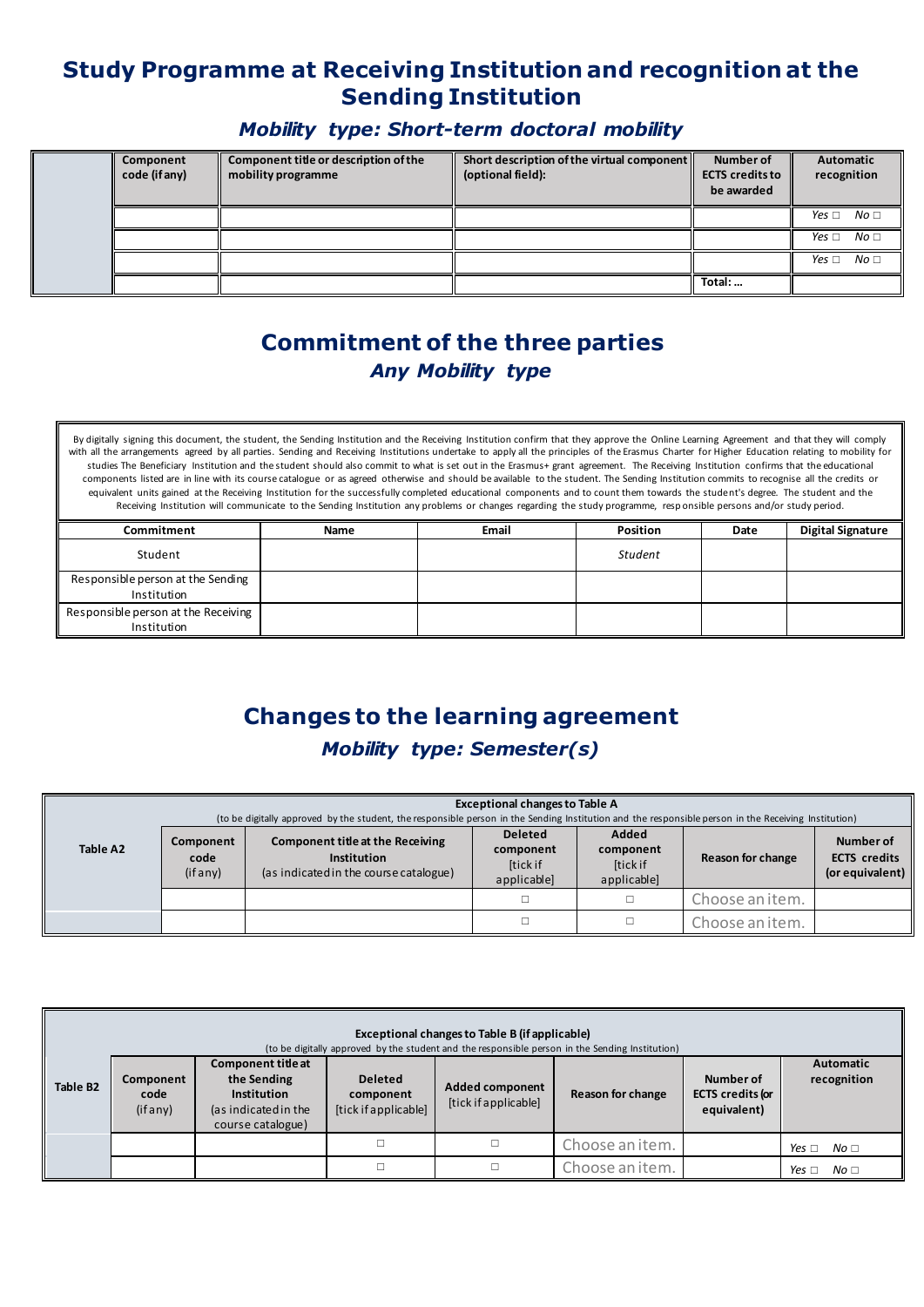# Study Programme at Receiving Institution and recognition at the Sending Institution

### *Mobility type: Short-term doctoral mobility*

| | Component code (if any) | Component title or description of the mobility programme | Short description of the virtual component (optional field): | Number of ECTS credits to be awarded | Automatic recognition |
|---|---|---|---|---|---|
| | | | | | Yes □ No □ |
| | | | | | Yes □ No □ |
| | | | | | Yes □ No □ |
| | | | | Total: … | |

# Commitment of the three parties

### *Any Mobility type*

By digitally signing this document, the student, the Sending Institution and the Receiving Institution confirm that they approve the Online Learning Agreement and that they will comply with all the arrangements agreed by all parties. Sending and Receiving Institutions undertake to apply all the principles of the Erasmus Charter for Higher Education relating to mobility for studies The Beneficiary Institution and the student should also commit to what is set out in the Erasmus+ grant agreement. The Receiving Institution confirms that the educational components listed are in line with its course catalogue or as agreed otherwise and should be available to the student. The Sending Institution commits to recognise all the credits or equivalent units gained at the Receiving Institution for the successfully completed educational components and to count them towards the student's degree. The student and the Receiving Institution will communicate to the Sending Institution any problems or changes regarding the study programme, responsible persons and/or study period.

| Commitment | Name | Email | Position | Date | Digital Signature |
|---|---|---|---|---|---|
| Student | | | *Student* | | |
| Responsible person at the Sending Institution | | | | | |
| Responsible person at the Receiving Institution | | | | | |

# Changes to the learning agreement

### *Mobility type: Semester(s)*

| Table A2 | Exceptional changes to Table A (to be digitally approved by the student, the responsible person in the Sending Institution and the responsible person in the Receiving Institution) | | | | | |
|---|---|---|---|---|---|---|
| | Component code (if any) | Component title at the Receiving Institution (as indicated in the course catalogue) | Deleted component [tick if applicable] | Added component [tick if applicable] | Reason for change | Number of ECTS credits (or equivalent) |
| | | | □ | □ | Choose an item. | |
| | | | □ | □ | Choose an item. | |

| Table B2 | Exceptional changes to Table B (if applicable) (to be digitally approved by the student and the responsible person in the Sending Institution) | | | | | | |
|---|---|---|---|---|---|---|---|
| | Component code (if any) | Component title at the Sending Institution (as indicated in the course catalogue) | Deleted component [tick if applicable] | Added component [tick if applicable] | Reason for change | Number of ECTS credits (or equivalent) | Automatic recognition |
| | | | □ | □ | Choose an item. | | Yes □ No □ |
| | | | □ | □ | Choose an item. | | Yes □ No □ |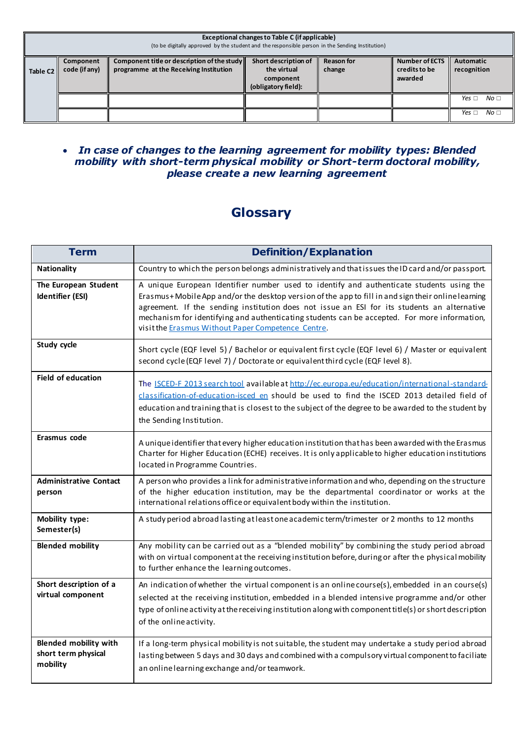| Exceptional changes to Table C (if applicable)<br>(to be digitally approved by the student and the responsible person in the Sending Institution) | | | | | | |
|---|---|---|---|---|---|---|
| Table C2 | Component code (if any) | Component title or description of the study programme at the Receiving Institution | Short description of the virtual component (obligatory field): | Reason for change | Number of ECTS credits to be awarded | Automatic recognition |
| | | | | | | Yes ☐ No ☐ |
| | | | | | | Yes ☐ No ☐ |

- ***In case of changes to the learning agreement for mobility types: Blended mobility with short-term physical mobility or Short-term doctoral mobility, please create a new learning agreement***

## Glossary

| Term | Definition/Explanation |
|---|---|
| **Nationality** | Country to which the person belongs administratively and that issues the ID card and/or passport. |
| **The European Student Identifier (ESI)** | A unique European Identifier number used to identify and authenticate students using the Erasmus+ Mobile App and/or the desktop version of the app to fill in and sign their online learning agreement. If the sending institution does not issue an ESI for its students an alternative mechanism for identifying and authenticating students can be accepted. For more information, visit the Erasmus Without Paper Competence Centre. |
| **Study cycle** | Short cycle (EQF level 5) / Bachelor or equivalent first cycle (EQF level 6) / Master or equivalent second cycle (EQF level 7) / Doctorate or equivalent third cycle (EQF level 8). |
| **Field of education** | The ISCED-F 2013 search tool available at http://ec.europa.eu/education/international-standard-classification-of-education-isced_en should be used to find the ISCED 2013 detailed field of education and training that is closest to the subject of the degree to be awarded to the student by the Sending Institution. |
| **Erasmus code** | A unique identifier that every higher education institution that has been awarded with the Erasmus Charter for Higher Education (ECHE) receives. It is only applicable to higher education institutions located in Programme Countries. |
| **Administrative Contact person** | A person who provides a link for administrative information and who, depending on the structure of the higher education institution, may be the departmental coordinator or works at the international relations office or equivalent body within the institution. |
| **Mobility type: Semester(s)** | A study period abroad lasting at least one academic term/trimester or 2 months to 12 months |
| **Blended mobility** | Any mobility can be carried out as a "blended mobility" by combining the study period abroad with on virtual component at the receiving institution before, during or after the physical mobility to further enhance the learning outcomes. |
| **Short description of a virtual component** | An indication of whether the virtual component is an online course(s), embedded in an course(s) selected at the receiving institution, embedded in a blended intensive programme and/or other type of online activity at the receiving institution along with component title(s) or short description of the online activity. |
| **Blended mobility with short term physical mobility** | If a long-term physical mobility is not suitable, the student may undertake a study period abroad lasting between 5 days and 30 days and combined with a compulsory virtual component to faciliate an online learning exchange and/or teamwork. |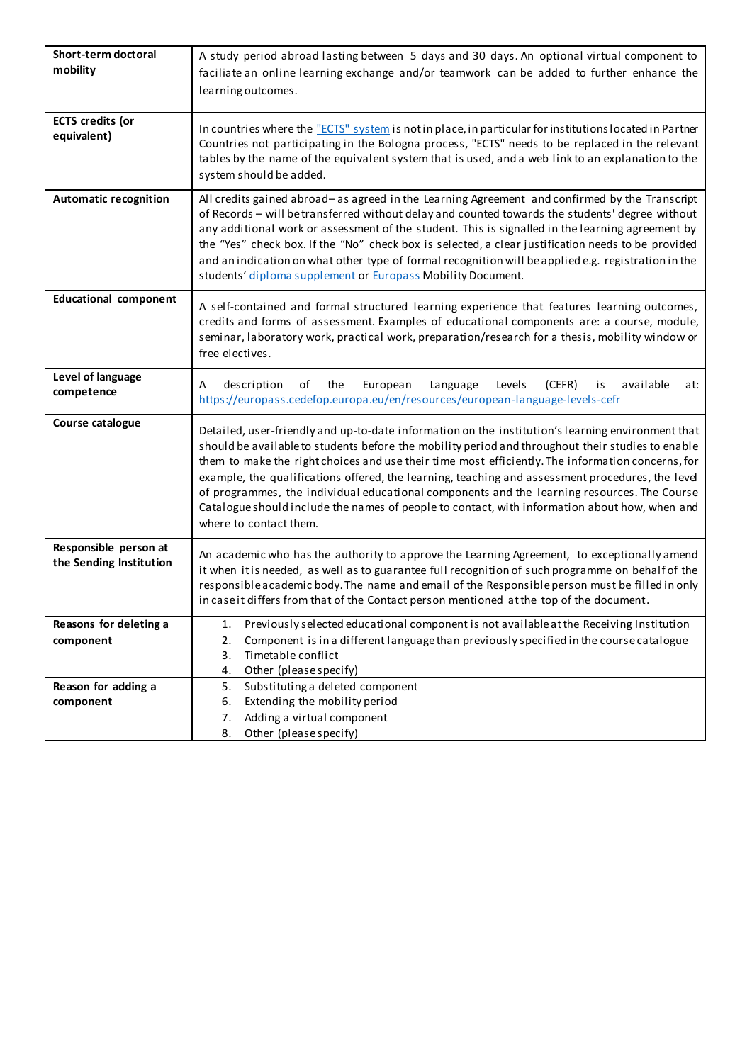| | |
|---|---|
| **Short-term doctoral mobility** | A study period abroad lasting between 5 days and 30 days. An optional virtual component to faciliate an online learning exchange and/or teamwork can be added to further enhance the learning outcomes. |
| **ECTS credits (or equivalent)** | In countries where the ["ECTS" system](#) is not in place, in particular for institutions located in Partner Countries not participating in the Bologna process, "ECTS" needs to be replaced in the relevant tables by the name of the equivalent system that is used, and a web link to an explanation to the system should be added. |
| **Automatic recognition** | All credits gained abroad – as agreed in the Learning Agreement and confirmed by the Transcript of Records – will be transferred without delay and counted towards the students' degree without any additional work or assessment of the student. This is signalled in the learning agreement by the "Yes" check box. If the "No" check box is selected, a clear justification needs to be provided and an indication on what other type of formal recognition will be applied e.g. registration in the students' [diploma supplement](#) or [Europass](#) Mobility Document. |
| **Educational component** | A self-contained and formal structured learning experience that features learning outcomes, credits and forms of assessment. Examples of educational components are: a course, module, seminar, laboratory work, practical work, preparation/research for a thesis, mobility window or free electives. |
| **Level of language competence** | A description of the European Language Levels (CEFR) is available at: https://europass.cedefop.europa.eu/en/resources/european-language-levels-cefr |
| **Course catalogue** | Detailed, user-friendly and up-to-date information on the institution's learning environment that should be available to students before the mobility period and throughout their studies to enable them to make the right choices and use their time most efficiently. The information concerns, for example, the qualifications offered, the learning, teaching and assessment procedures, the level of programmes, the individual educational components and the learning resources. The Course Catalogue should include the names of people to contact, with information about how, when and where to contact them. |
| **Responsible person at the Sending Institution** | An academic who has the authority to approve the Learning Agreement, to exceptionally amend it when it is needed, as well as to guarantee full recognition of such programme on behalf of the responsible academic body. The name and email of the Responsible person must be filled in only in case it differs from that of the Contact person mentioned at the top of the document. |
| **Reasons for deleting a component** | 1. Previously selected educational component is not available at the Receiving Institution<br>2. Component is in a different language than previously specified in the course catalogue<br>3. Timetable conflict<br>4. Other (please specify) |
| **Reason for adding a component** | 5. Substituting a deleted component<br>6. Extending the mobility period<br>7. Adding a virtual component<br>8. Other (please specify) |